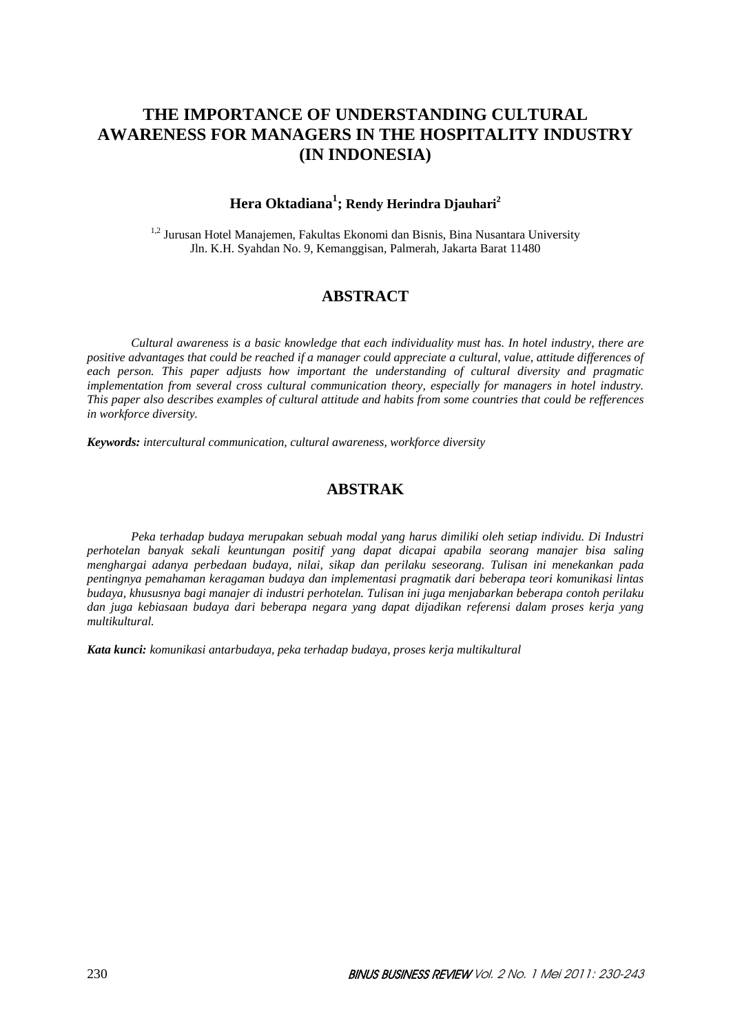# THE IMPORTANCE OF UNDERSTANDING CULTURAL AWARENESS FOR MANAGERS IN THE HOSPITALITY INDUSTRY (IN INDONESIA)

**Hera Oktadiana[1]; Rendy Herindra Djauhari[2]**

[1,2] Jurusan Hotel Manajemen, Fakultas Ekonomi dan Bisnis, Bina Nusantara University
Jln. K.H. Syahdan No. 9, Kemanggisan, Palmerah, Jakarta Barat 11480

## ABSTRACT

*Cultural awareness is a basic knowledge that each individuality must has. In hotel industry, there are positive advantages that could be reached if a manager could appreciate a cultural, value, attitude differences of each person. This paper adjusts how important the understanding of cultural diversity and pragmatic implementation from several cross cultural communication theory, especially for managers in hotel industry. This paper also describes examples of cultural attitude and habits from some countries that could be refferences in workforce diversity.*

***Keywords:*** *intercultural communication, cultural awareness, workforce diversity*

## ABSTRAK

*Peka terhadap budaya merupakan sebuah modal yang harus dimiliki oleh setiap individu. Di Industri perhotelan banyak sekali keuntungan positif yang dapat dicapai apabila seorang manajer bisa saling menghargai adanya perbedaan budaya, nilai, sikap dan perilaku seseorang. Tulisan ini menekankan pada pentingnya pemahaman keragaman budaya dan implementasi pragmatik dari beberapa teori komunikasi lintas budaya, khususnya bagi manajer di industri perhotelan. Tulisan ini juga menjabarkan beberapa contoh perilaku dan juga kebiasaan budaya dari beberapa negara yang dapat dijadikan referensi dalam proses kerja yang multikultural.*

***Kata kunci:*** *komunikasi antarbudaya, peka terhadap budaya, proses kerja multikultural*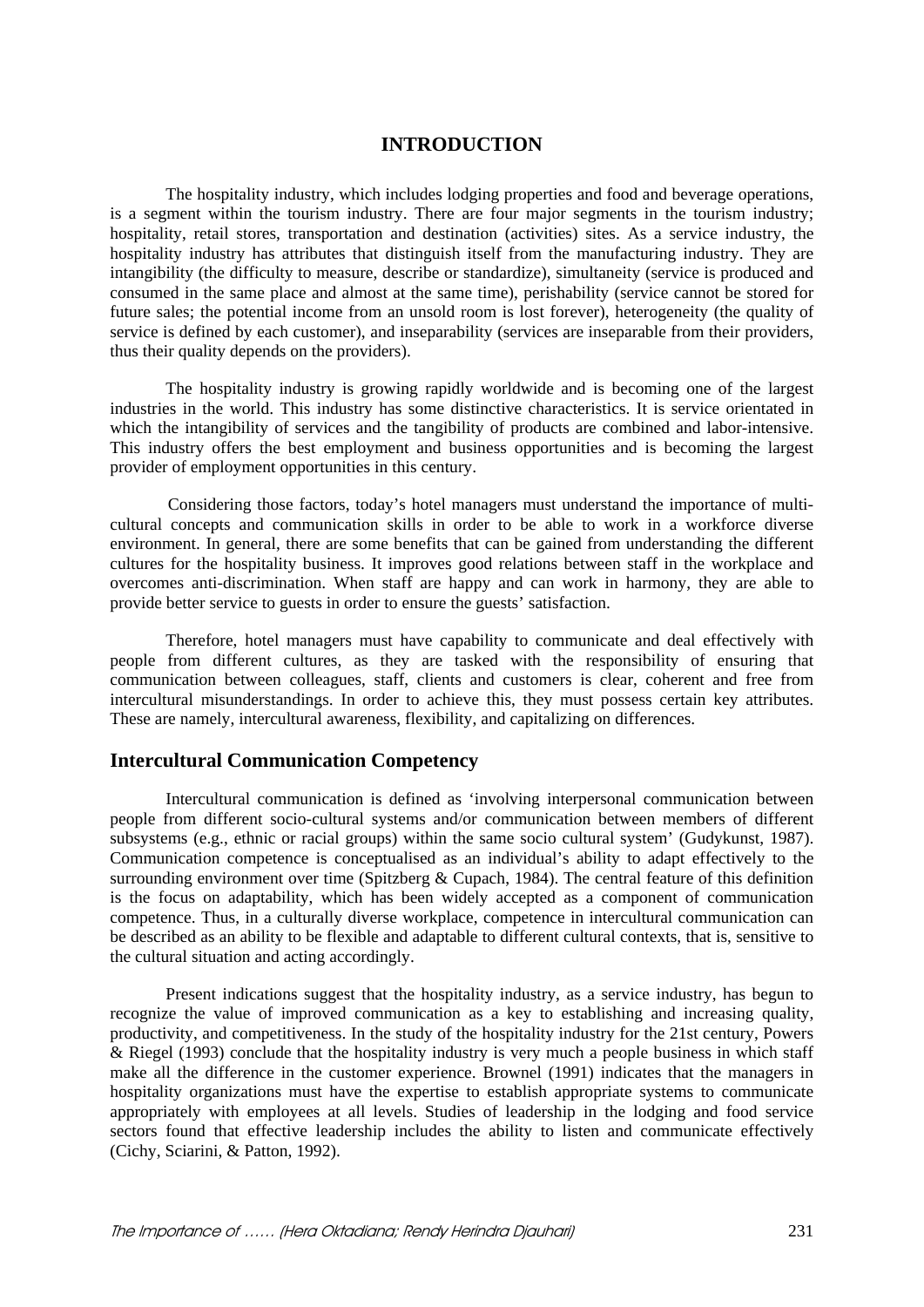# INTRODUCTION

The hospitality industry, which includes lodging properties and food and beverage operations, is a segment within the tourism industry. There are four major segments in the tourism industry; hospitality, retail stores, transportation and destination (activities) sites. As a service industry, the hospitality industry has attributes that distinguish itself from the manufacturing industry. They are intangibility (the difficulty to measure, describe or standardize), simultaneity (service is produced and consumed in the same place and almost at the same time), perishability (service cannot be stored for future sales; the potential income from an unsold room is lost forever), heterogeneity (the quality of service is defined by each customer), and inseparability (services are inseparable from their providers, thus their quality depends on the providers).

The hospitality industry is growing rapidly worldwide and is becoming one of the largest industries in the world. This industry has some distinctive characteristics. It is service orientated in which the intangibility of services and the tangibility of products are combined and labor-intensive. This industry offers the best employment and business opportunities and is becoming the largest provider of employment opportunities in this century.

Considering those factors, today's hotel managers must understand the importance of multi-cultural concepts and communication skills in order to be able to work in a workforce diverse environment. In general, there are some benefits that can be gained from understanding the different cultures for the hospitality business. It improves good relations between staff in the workplace and overcomes anti-discrimination. When staff are happy and can work in harmony, they are able to provide better service to guests in order to ensure the guests' satisfaction.

Therefore, hotel managers must have capability to communicate and deal effectively with people from different cultures, as they are tasked with the responsibility of ensuring that communication between colleagues, staff, clients and customers is clear, coherent and free from intercultural misunderstandings. In order to achieve this, they must possess certain key attributes. These are namely, intercultural awareness, flexibility, and capitalizing on differences.

## Intercultural Communication Competency

Intercultural communication is defined as 'involving interpersonal communication between people from different socio-cultural systems and/or communication between members of different subsystems (e.g., ethnic or racial groups) within the same socio cultural system' (Gudykunst, 1987). Communication competence is conceptualised as an individual's ability to adapt effectively to the surrounding environment over time (Spitzberg & Cupach, 1984). The central feature of this definition is the focus on adaptability, which has been widely accepted as a component of communication competence. Thus, in a culturally diverse workplace, competence in intercultural communication can be described as an ability to be flexible and adaptable to different cultural contexts, that is, sensitive to the cultural situation and acting accordingly.

Present indications suggest that the hospitality industry, as a service industry, has begun to recognize the value of improved communication as a key to establishing and increasing quality, productivity, and competitiveness. In the study of the hospitality industry for the 21st century, Powers & Riegel (1993) conclude that the hospitality industry is very much a people business in which staff make all the difference in the customer experience. Brownel (1991) indicates that the managers in hospitality organizations must have the expertise to establish appropriate systems to communicate appropriately with employees at all levels. Studies of leadership in the lodging and food service sectors found that effective leadership includes the ability to listen and communicate effectively (Cichy, Sciarini, & Patton, 1992).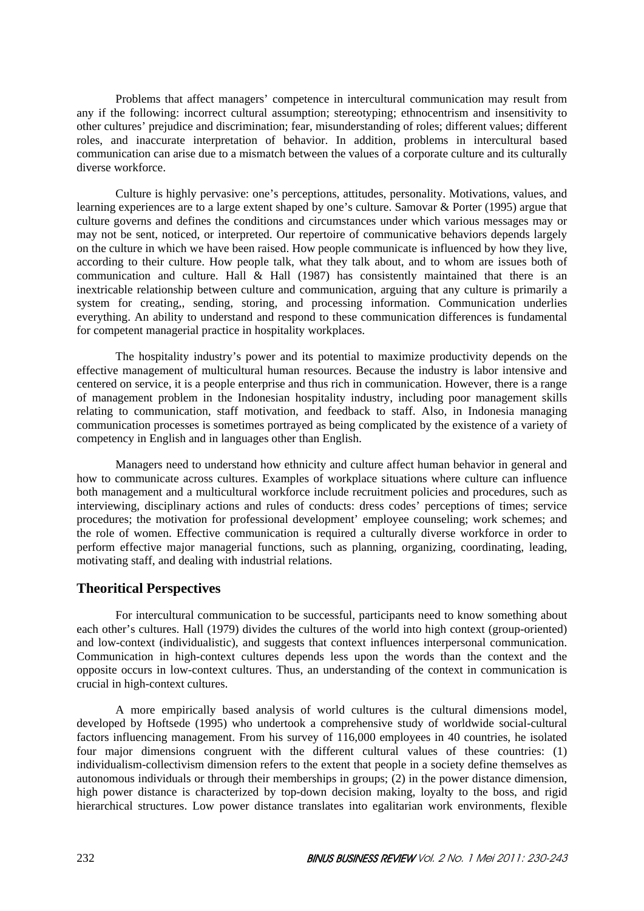Problems that affect managers' competence in intercultural communication may result from any if the following: incorrect cultural assumption; stereotyping; ethnocentrism and insensitivity to other cultures' prejudice and discrimination; fear, misunderstanding of roles; different values; different roles, and inaccurate interpretation of behavior. In addition, problems in intercultural based communication can arise due to a mismatch between the values of a corporate culture and its culturally diverse workforce.

Culture is highly pervasive: one's perceptions, attitudes, personality. Motivations, values, and learning experiences are to a large extent shaped by one's culture. Samovar & Porter (1995) argue that culture governs and defines the conditions and circumstances under which various messages may or may not be sent, noticed, or interpreted. Our repertoire of communicative behaviors depends largely on the culture in which we have been raised. How people communicate is influenced by how they live, according to their culture. How people talk, what they talk about, and to whom are issues both of communication and culture. Hall & Hall (1987) has consistently maintained that there is an inextricable relationship between culture and communication, arguing that any culture is primarily a system for creating,, sending, storing, and processing information. Communication underlies everything. An ability to understand and respond to these communication differences is fundamental for competent managerial practice in hospitality workplaces.

The hospitality industry's power and its potential to maximize productivity depends on the effective management of multicultural human resources. Because the industry is labor intensive and centered on service, it is a people enterprise and thus rich in communication. However, there is a range of management problem in the Indonesian hospitality industry, including poor management skills relating to communication, staff motivation, and feedback to staff. Also, in Indonesia managing communication processes is sometimes portrayed as being complicated by the existence of a variety of competency in English and in languages other than English.

Managers need to understand how ethnicity and culture affect human behavior in general and how to communicate across cultures. Examples of workplace situations where culture can influence both management and a multicultural workforce include recruitment policies and procedures, such as interviewing, disciplinary actions and rules of conducts: dress codes' perceptions of times; service procedures; the motivation for professional development' employee counseling; work schemes; and the role of women. Effective communication is required a culturally diverse workforce in order to perform effective major managerial functions, such as planning, organizing, coordinating, leading, motivating staff, and dealing with industrial relations.

## Theoritical Perspectives

For intercultural communication to be successful, participants need to know something about each other's cultures. Hall (1979) divides the cultures of the world into high context (group-oriented) and low-context (individualistic), and suggests that context influences interpersonal communication. Communication in high-context cultures depends less upon the words than the context and the opposite occurs in low-context cultures. Thus, an understanding of the context in communication is crucial in high-context cultures.

A more empirically based analysis of world cultures is the cultural dimensions model, developed by Hoftsede (1995) who undertook a comprehensive study of worldwide social-cultural factors influencing management. From his survey of 116,000 employees in 40 countries, he isolated four major dimensions congruent with the different cultural values of these countries: (1) individualism-collectivism dimension refers to the extent that people in a society define themselves as autonomous individuals or through their memberships in groups; (2) in the power distance dimension, high power distance is characterized by top-down decision making, loyalty to the boss, and rigid hierarchical structures. Low power distance translates into egalitarian work environments, flexible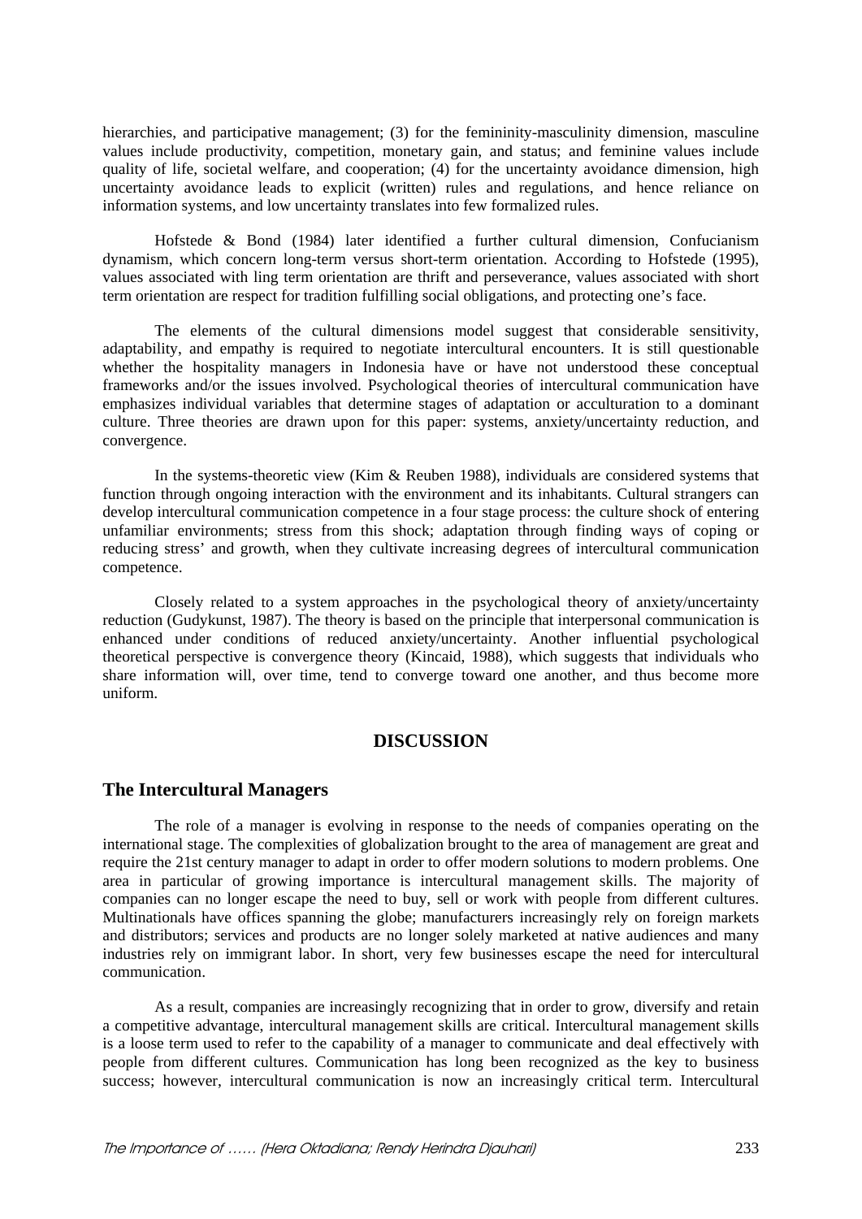hierarchies, and participative management; (3) for the femininity-masculinity dimension, masculine values include productivity, competition, monetary gain, and status; and feminine values include quality of life, societal welfare, and cooperation; (4) for the uncertainty avoidance dimension, high uncertainty avoidance leads to explicit (written) rules and regulations, and hence reliance on information systems, and low uncertainty translates into few formalized rules.

Hofstede & Bond (1984) later identified a further cultural dimension, Confucianism dynamism, which concern long-term versus short-term orientation. According to Hofstede (1995), values associated with ling term orientation are thrift and perseverance, values associated with short term orientation are respect for tradition fulfilling social obligations, and protecting one's face.

The elements of the cultural dimensions model suggest that considerable sensitivity, adaptability, and empathy is required to negotiate intercultural encounters. It is still questionable whether the hospitality managers in Indonesia have or have not understood these conceptual frameworks and/or the issues involved. Psychological theories of intercultural communication have emphasizes individual variables that determine stages of adaptation or acculturation to a dominant culture. Three theories are drawn upon for this paper: systems, anxiety/uncertainty reduction, and convergence.

In the systems-theoretic view (Kim & Reuben 1988), individuals are considered systems that function through ongoing interaction with the environment and its inhabitants. Cultural strangers can develop intercultural communication competence in a four stage process: the culture shock of entering unfamiliar environments; stress from this shock; adaptation through finding ways of coping or reducing stress' and growth, when they cultivate increasing degrees of intercultural communication competence.

Closely related to a system approaches in the psychological theory of anxiety/uncertainty reduction (Gudykunst, 1987). The theory is based on the principle that interpersonal communication is enhanced under conditions of reduced anxiety/uncertainty. Another influential psychological theoretical perspective is convergence theory (Kincaid, 1988), which suggests that individuals who share information will, over time, tend to converge toward one another, and thus become more uniform.

# DISCUSSION

## The Intercultural Managers

The role of a manager is evolving in response to the needs of companies operating on the international stage. The complexities of globalization brought to the area of management are great and require the 21st century manager to adapt in order to offer modern solutions to modern problems. One area in particular of growing importance is intercultural management skills. The majority of companies can no longer escape the need to buy, sell or work with people from different cultures. Multinationals have offices spanning the globe; manufacturers increasingly rely on foreign markets and distributors; services and products are no longer solely marketed at native audiences and many industries rely on immigrant labor. In short, very few businesses escape the need for intercultural communication.

As a result, companies are increasingly recognizing that in order to grow, diversify and retain a competitive advantage, intercultural management skills are critical. Intercultural management skills is a loose term used to refer to the capability of a manager to communicate and deal effectively with people from different cultures. Communication has long been recognized as the key to business success; however, intercultural communication is now an increasingly critical term. Intercultural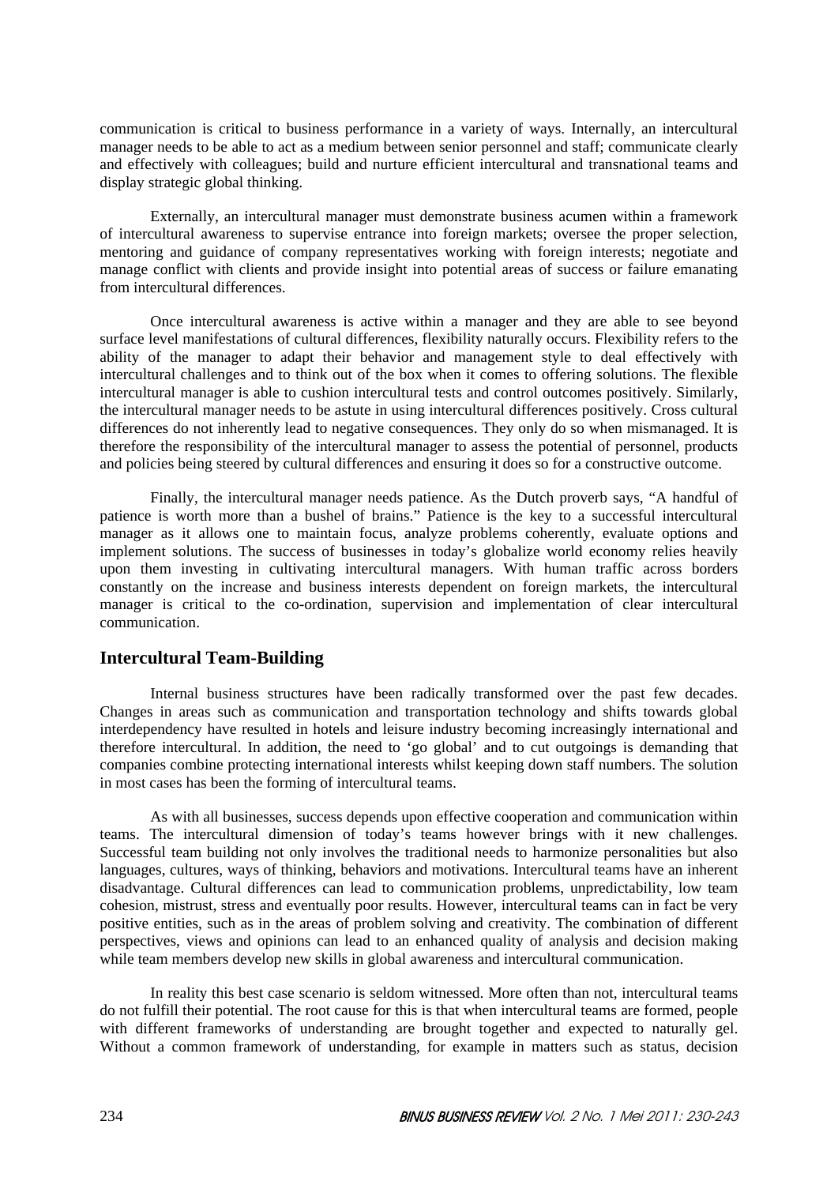communication is critical to business performance in a variety of ways. Internally, an intercultural manager needs to be able to act as a medium between senior personnel and staff; communicate clearly and effectively with colleagues; build and nurture efficient intercultural and transnational teams and display strategic global thinking.

Externally, an intercultural manager must demonstrate business acumen within a framework of intercultural awareness to supervise entrance into foreign markets; oversee the proper selection, mentoring and guidance of company representatives working with foreign interests; negotiate and manage conflict with clients and provide insight into potential areas of success or failure emanating from intercultural differences.

Once intercultural awareness is active within a manager and they are able to see beyond surface level manifestations of cultural differences, flexibility naturally occurs. Flexibility refers to the ability of the manager to adapt their behavior and management style to deal effectively with intercultural challenges and to think out of the box when it comes to offering solutions. The flexible intercultural manager is able to cushion intercultural tests and control outcomes positively. Similarly, the intercultural manager needs to be astute in using intercultural differences positively. Cross cultural differences do not inherently lead to negative consequences. They only do so when mismanaged. It is therefore the responsibility of the intercultural manager to assess the potential of personnel, products and policies being steered by cultural differences and ensuring it does so for a constructive outcome.

Finally, the intercultural manager needs patience. As the Dutch proverb says, "A handful of patience is worth more than a bushel of brains." Patience is the key to a successful intercultural manager as it allows one to maintain focus, analyze problems coherently, evaluate options and implement solutions. The success of businesses in today's globalize world economy relies heavily upon them investing in cultivating intercultural managers. With human traffic across borders constantly on the increase and business interests dependent on foreign markets, the intercultural manager is critical to the co-ordination, supervision and implementation of clear intercultural communication.

## Intercultural Team-Building

Internal business structures have been radically transformed over the past few decades. Changes in areas such as communication and transportation technology and shifts towards global interdependency have resulted in hotels and leisure industry becoming increasingly international and therefore intercultural. In addition, the need to 'go global' and to cut outgoings is demanding that companies combine protecting international interests whilst keeping down staff numbers. The solution in most cases has been the forming of intercultural teams.

As with all businesses, success depends upon effective cooperation and communication within teams. The intercultural dimension of today's teams however brings with it new challenges. Successful team building not only involves the traditional needs to harmonize personalities but also languages, cultures, ways of thinking, behaviors and motivations. Intercultural teams have an inherent disadvantage. Cultural differences can lead to communication problems, unpredictability, low team cohesion, mistrust, stress and eventually poor results. However, intercultural teams can in fact be very positive entities, such as in the areas of problem solving and creativity. The combination of different perspectives, views and opinions can lead to an enhanced quality of analysis and decision making while team members develop new skills in global awareness and intercultural communication.

In reality this best case scenario is seldom witnessed. More often than not, intercultural teams do not fulfill their potential. The root cause for this is that when intercultural teams are formed, people with different frameworks of understanding are brought together and expected to naturally gel. Without a common framework of understanding, for example in matters such as status, decision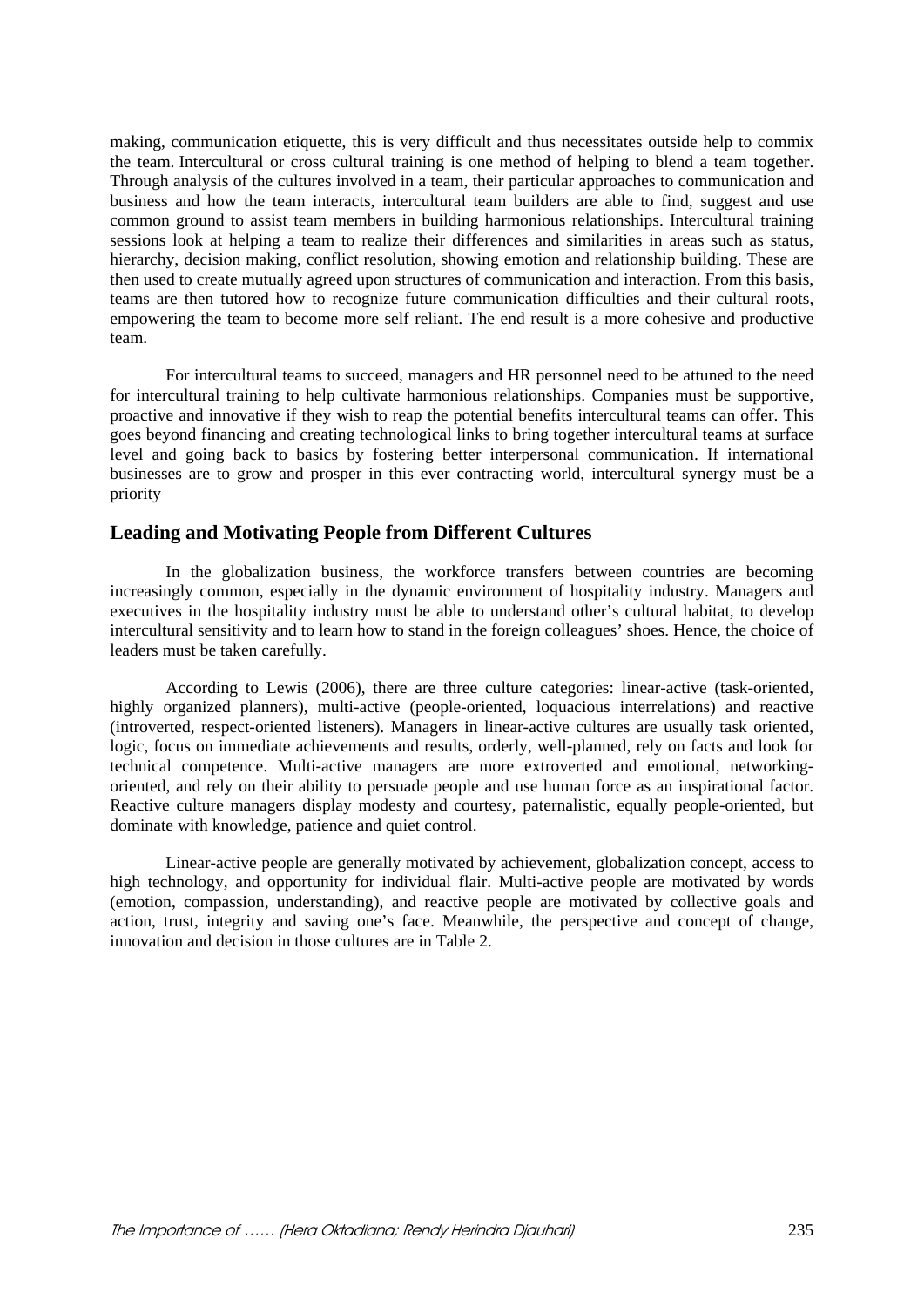making, communication etiquette, this is very difficult and thus necessitates outside help to commix the team. Intercultural or cross cultural training is one method of helping to blend a team together. Through analysis of the cultures involved in a team, their particular approaches to communication and business and how the team interacts, intercultural team builders are able to find, suggest and use common ground to assist team members in building harmonious relationships. Intercultural training sessions look at helping a team to realize their differences and similarities in areas such as status, hierarchy, decision making, conflict resolution, showing emotion and relationship building. These are then used to create mutually agreed upon structures of communication and interaction. From this basis, teams are then tutored how to recognize future communication difficulties and their cultural roots, empowering the team to become more self reliant. The end result is a more cohesive and productive team.

For intercultural teams to succeed, managers and HR personnel need to be attuned to the need for intercultural training to help cultivate harmonious relationships. Companies must be supportive, proactive and innovative if they wish to reap the potential benefits intercultural teams can offer. This goes beyond financing and creating technological links to bring together intercultural teams at surface level and going back to basics by fostering better interpersonal communication. If international businesses are to grow and prosper in this ever contracting world, intercultural synergy must be a priority

## Leading and Motivating People from Different Cultures

In the globalization business, the workforce transfers between countries are becoming increasingly common, especially in the dynamic environment of hospitality industry. Managers and executives in the hospitality industry must be able to understand other's cultural habitat, to develop intercultural sensitivity and to learn how to stand in the foreign colleagues' shoes. Hence, the choice of leaders must be taken carefully.

According to Lewis (2006), there are three culture categories: linear-active (task-oriented, highly organized planners), multi-active (people-oriented, loquacious interrelations) and reactive (introverted, respect-oriented listeners). Managers in linear-active cultures are usually task oriented, logic, focus on immediate achievements and results, orderly, well-planned, rely on facts and look for technical competence. Multi-active managers are more extroverted and emotional, networking-oriented, and rely on their ability to persuade people and use human force as an inspirational factor. Reactive culture managers display modesty and courtesy, paternalistic, equally people-oriented, but dominate with knowledge, patience and quiet control.

Linear-active people are generally motivated by achievement, globalization concept, access to high technology, and opportunity for individual flair. Multi-active people are motivated by words (emotion, compassion, understanding), and reactive people are motivated by collective goals and action, trust, integrity and saving one's face. Meanwhile, the perspective and concept of change, innovation and decision in those cultures are in Table 2.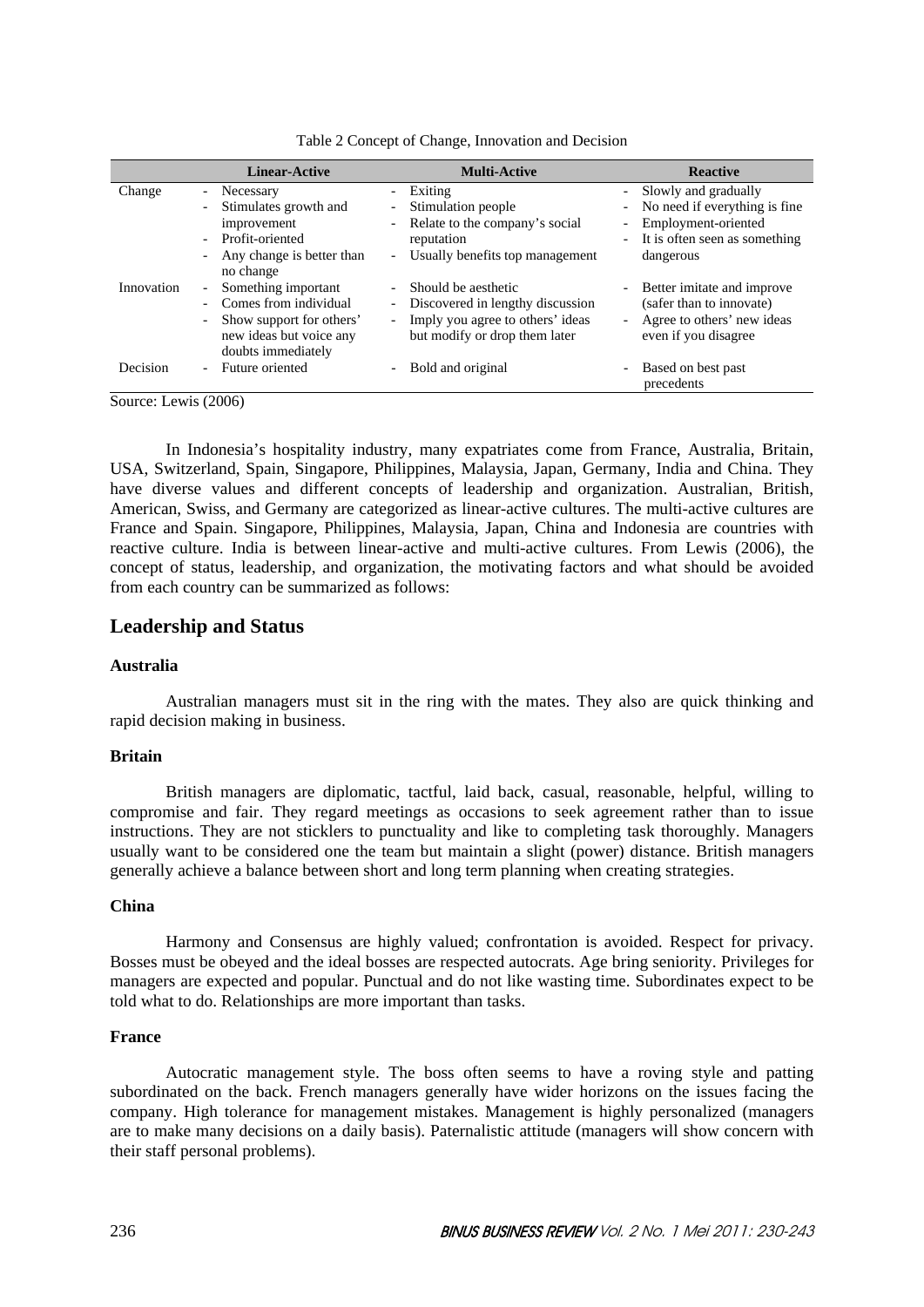Table 2 Concept of Change, Innovation and Decision

| | Linear-Active | Multi-Active | Reactive |
|---|---|---|---|
| Change | - Necessary<br>- Stimulates growth and improvement<br>- Profit-oriented<br>- Any change is better than no change | - Exiting<br>- Stimulation people<br>- Relate to the company's social reputation<br>- Usually benefits top management | - Slowly and gradually<br>- No need if everything is fine<br>- Employment-oriented<br>- It is often seen as something dangerous |
| Innovation | - Something important<br>- Comes from individual<br>- Show support for others' new ideas but voice any doubts immediately | - Should be aesthetic<br>- Discovered in lengthy discussion<br>- Imply you agree to others' ideas but modify or drop them later | - Better imitate and improve (safer than to innovate)<br>- Agree to others' new ideas even if you disagree |
| Decision | - Future oriented | - Bold and original | - Based on best past precedents |

Source: Lewis (2006)

In Indonesia's hospitality industry, many expatriates come from France, Australia, Britain, USA, Switzerland, Spain, Singapore, Philippines, Malaysia, Japan, Germany, India and China. They have diverse values and different concepts of leadership and organization. Australian, British, American, Swiss, and Germany are categorized as linear-active cultures. The multi-active cultures are France and Spain. Singapore, Philippines, Malaysia, Japan, China and Indonesia are countries with reactive culture. India is between linear-active and multi-active cultures. From Lewis (2006), the concept of status, leadership, and organization, the motivating factors and what should be avoided from each country can be summarized as follows:

## Leadership and Status

### Australia

Australian managers must sit in the ring with the mates. They also are quick thinking and rapid decision making in business.

### Britain

British managers are diplomatic, tactful, laid back, casual, reasonable, helpful, willing to compromise and fair. They regard meetings as occasions to seek agreement rather than to issue instructions. They are not sticklers to punctuality and like to completing task thoroughly. Managers usually want to be considered one the team but maintain a slight (power) distance. British managers generally achieve a balance between short and long term planning when creating strategies.

### China

Harmony and Consensus are highly valued; confrontation is avoided. Respect for privacy. Bosses must be obeyed and the ideal bosses are respected autocrats. Age bring seniority. Privileges for managers are expected and popular. Punctual and do not like wasting time. Subordinates expect to be told what to do. Relationships are more important than tasks.

### France

Autocratic management style. The boss often seems to have a roving style and patting subordinated on the back. French managers generally have wider horizons on the issues facing the company. High tolerance for management mistakes. Management is highly personalized (managers are to make many decisions on a daily basis). Paternalistic attitude (managers will show concern with their staff personal problems).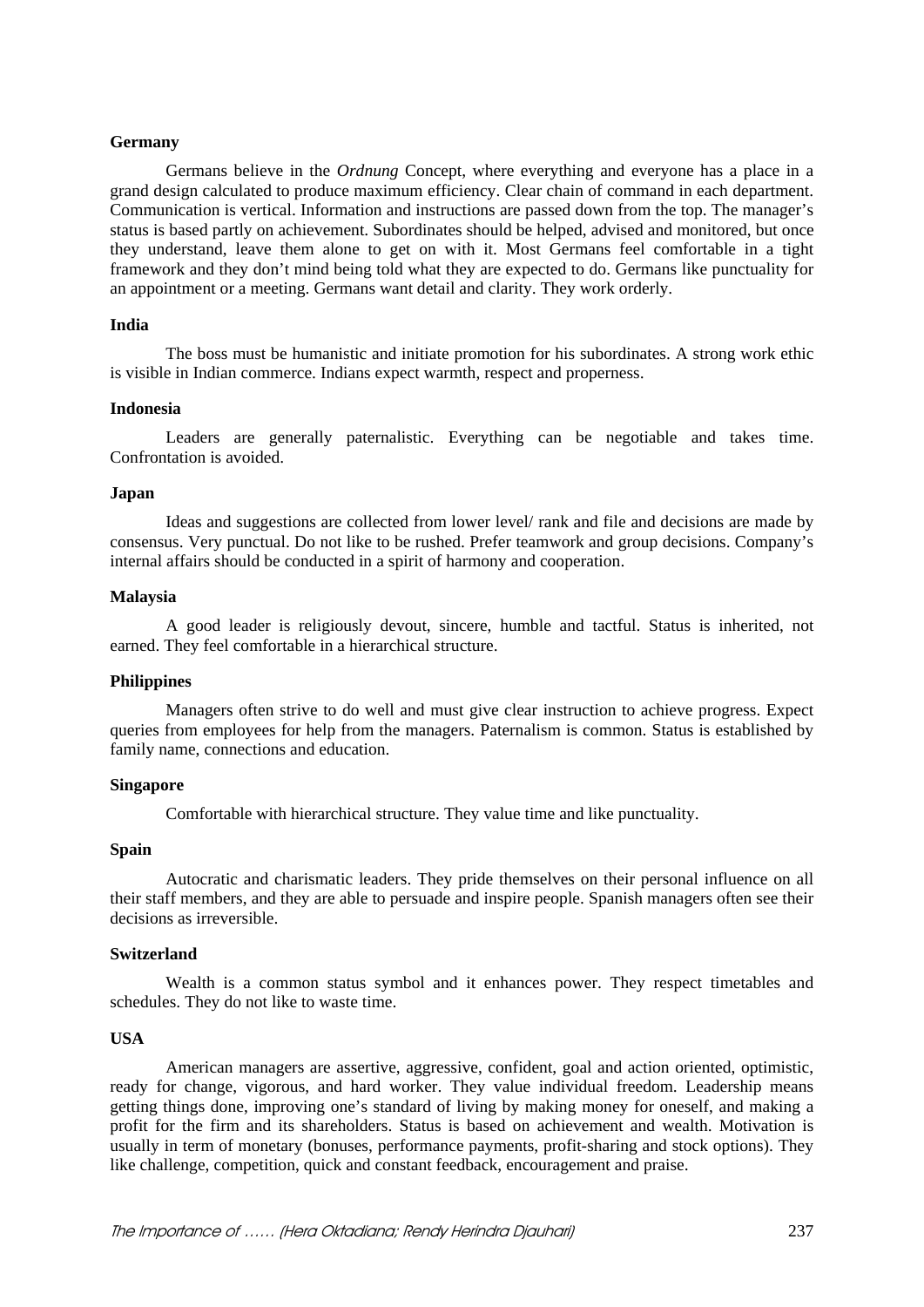**Germany**

Germans believe in the *Ordnung* Concept, where everything and everyone has a place in a grand design calculated to produce maximum efficiency. Clear chain of command in each department. Communication is vertical. Information and instructions are passed down from the top. The manager's status is based partly on achievement. Subordinates should be helped, advised and monitored, but once they understand, leave them alone to get on with it. Most Germans feel comfortable in a tight framework and they don't mind being told what they are expected to do. Germans like punctuality for an appointment or a meeting. Germans want detail and clarity. They work orderly.

**India**

The boss must be humanistic and initiate promotion for his subordinates. A strong work ethic is visible in Indian commerce. Indians expect warmth, respect and properness.

**Indonesia**

Leaders are generally paternalistic. Everything can be negotiable and takes time. Confrontation is avoided.

**Japan**

Ideas and suggestions are collected from lower level/ rank and file and decisions are made by consensus. Very punctual. Do not like to be rushed. Prefer teamwork and group decisions. Company's internal affairs should be conducted in a spirit of harmony and cooperation.

**Malaysia**

A good leader is religiously devout, sincere, humble and tactful. Status is inherited, not earned. They feel comfortable in a hierarchical structure.

**Philippines**

Managers often strive to do well and must give clear instruction to achieve progress. Expect queries from employees for help from the managers. Paternalism is common. Status is established by family name, connections and education.

**Singapore**

Comfortable with hierarchical structure. They value time and like punctuality.

**Spain**

Autocratic and charismatic leaders. They pride themselves on their personal influence on all their staff members, and they are able to persuade and inspire people. Spanish managers often see their decisions as irreversible.

**Switzerland**

Wealth is a common status symbol and it enhances power. They respect timetables and schedules. They do not like to waste time.

**USA**

American managers are assertive, aggressive, confident, goal and action oriented, optimistic, ready for change, vigorous, and hard worker. They value individual freedom. Leadership means getting things done, improving one's standard of living by making money for oneself, and making a profit for the firm and its shareholders. Status is based on achievement and wealth. Motivation is usually in term of monetary (bonuses, performance payments, profit-sharing and stock options). They like challenge, competition, quick and constant feedback, encouragement and praise.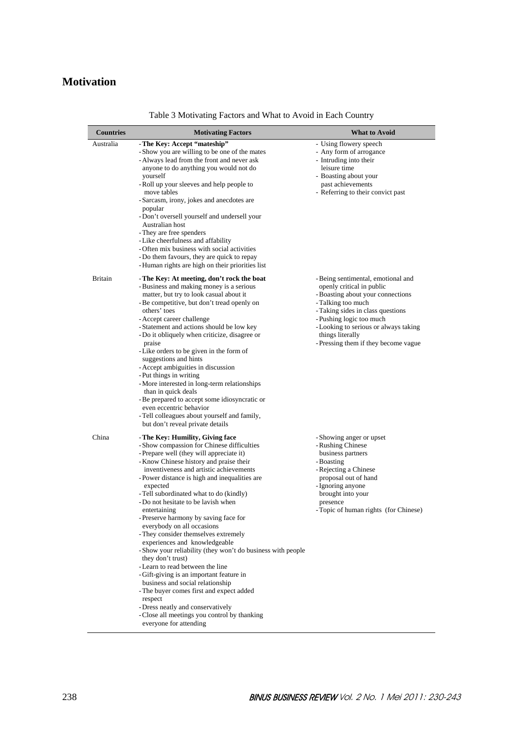## Motivation

Table 3 Motivating Factors and What to Avoid in Each Country

| Countries | Motivating Factors | What to Avoid |
|---|---|---|
| Australia | - **The Key: Accept "mateship"**<br>- Show you are willing to be one of the mates<br>- Always lead from the front and never ask anyone to do anything you would not do yourself<br>- Roll up your sleeves and help people to move tables<br>- Sarcasm, irony, jokes and anecdotes are popular<br>- Don't oversell yourself and undersell your Australian host<br>- They are free spenders<br>- Like cheerfulness and affability<br>- Often mix business with social activities<br>- Do them favours, they are quick to repay<br>- Human rights are high on their priorities list | - Using flowery speech<br>- Any form of arrogance<br>- Intruding into their leisure time<br>- Boasting about your past achievements<br>- Referring to their convict past |
| Britain | - **The Key: At meeting, don't rock the boat**<br>- Business and making money is a serious matter, but try to look casual about it<br>- Be competitive, but don't tread openly on others' toes<br>- Accept career challenge<br>- Statement and actions should be low key<br>- Do it obliquely when criticize, disagree or praise<br>- Like orders to be given in the form of suggestions and hints<br>- Accept ambiguities in discussion<br>- Put things in writing<br>- More interested in long-term relationships than in quick deals<br>- Be prepared to accept some idiosyncratic or even eccentric behavior<br>- Tell colleagues about yourself and family, but don't reveal private details | - Being sentimental, emotional and openly critical in public<br>- Boasting about your connections<br>- Talking too much<br>- Taking sides in class questions<br>- Pushing logic too much<br>- Looking to serious or always taking things literally<br>- Pressing them if they become vague |
| China | - **The Key: Humility, Giving face**<br>- Show compassion for Chinese difficulties<br>- Prepare well (they will appreciate it)<br>- Know Chinese history and praise their inventiveness and artistic achievements<br>- Power distance is high and inequalities are expected<br>- Tell subordinated what to do (kindly)<br>- Do not hesitate to be lavish when entertaining<br>- Preserve harmony by saving face for everybody on all occasions<br>- They consider themselves extremely experiences and knowledgeable<br>- Show your reliability (they won't do business with people they don't trust)<br>- Learn to read between the line<br>- Gift-giving is an important feature in business and social relationship<br>- The buyer comes first and expect added respect<br>- Dress neatly and conservatively<br>- Close all meetings you control by thanking everyone for attending | - Showing anger or upset<br>- Rushing Chinese business partners<br>- Boasting<br>- Rejecting a Chinese proposal out of hand<br>- Ignoring anyone brought into your presence<br>- Topic of human rights (for Chinese) |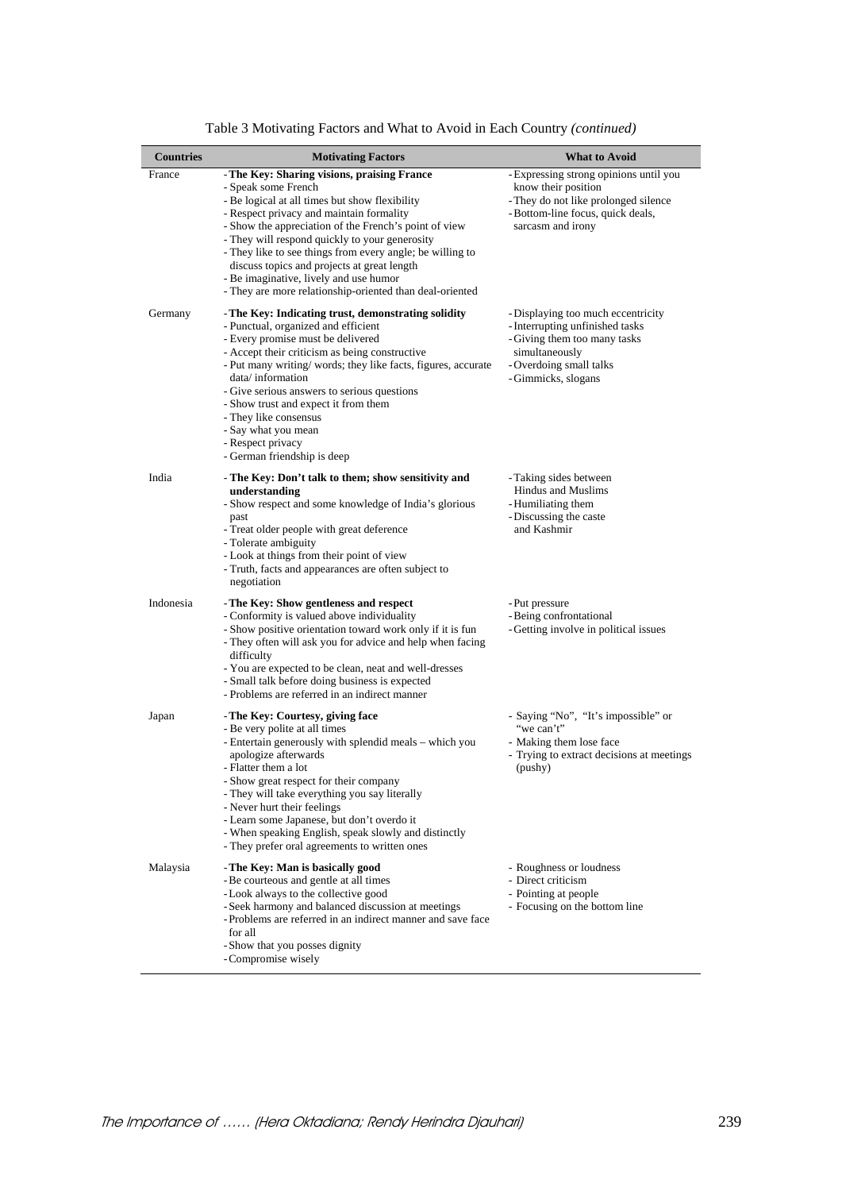Table 3 Motivating Factors and What to Avoid in Each Country *(continued)*

| Countries | Motivating Factors | What to Avoid |
|---|---|---|
| France | - **The Key: Sharing visions, praising France**<br>- Speak some French<br>- Be logical at all times but show flexibility<br>- Respect privacy and maintain formality<br>- Show the appreciation of the French's point of view<br>- They will respond quickly to your generosity<br>- They like to see things from every angle; be willing to discuss topics and projects at great length<br>- Be imaginative, lively and use humor<br>- They are more relationship-oriented than deal-oriented | - Expressing strong opinions until you know their position<br>- They do not like prolonged silence<br>- Bottom-line focus, quick deals, sarcasm and irony |
| Germany | - **The Key: Indicating trust, demonstrating solidity**<br>- Punctual, organized and efficient<br>- Every promise must be delivered<br>- Accept their criticism as being constructive<br>- Put many writing/ words; they like facts, figures, accurate data/ information<br>- Give serious answers to serious questions<br>- Show trust and expect it from them<br>- They like consensus<br>- Say what you mean<br>- Respect privacy<br>- German friendship is deep | - Displaying too much eccentricity<br>- Interrupting unfinished tasks<br>- Giving them too many tasks simultaneously<br>- Overdoing small talks<br>- Gimmicks, slogans |
| India | - **The Key: Don't talk to them; show sensitivity and understanding**<br>- Show respect and some knowledge of India's glorious past<br>- Treat older people with great deference<br>- Tolerate ambiguity<br>- Look at things from their point of view<br>- Truth, facts and appearances are often subject to negotiation | - Taking sides between Hindus and Muslims<br>- Humiliating them<br>- Discussing the caste and Kashmir |
| Indonesia | - **The Key: Show gentleness and respect**<br>- Conformity is valued above individuality<br>- Show positive orientation toward work only if it is fun<br>- They often will ask you for advice and help when facing difficulty<br>- You are expected to be clean, neat and well-dresses<br>- Small talk before doing business is expected<br>- Problems are referred in an indirect manner | - Put pressure<br>- Being confrontational<br>- Getting involve in political issues |
| Japan | - **The Key: Courtesy, giving face**<br>- Be very polite at all times<br>- Entertain generously with splendid meals – which you apologize afterwards<br>- Flatter them a lot<br>- Show great respect for their company<br>- They will take everything you say literally<br>- Never hurt their feelings<br>- Learn some Japanese, but don't overdo it<br>- When speaking English, speak slowly and distinctly<br>- They prefer oral agreements to written ones | - Saying "No", "It's impossible" or "we can't"<br>- Making them lose face<br>- Trying to extract decisions at meetings (pushy) |
| Malaysia | - **The Key: Man is basically good**<br>- Be courteous and gentle at all times<br>- Look always to the collective good<br>- Seek harmony and balanced discussion at meetings<br>- Problems are referred in an indirect manner and save face for all<br>- Show that you posses dignity<br>- Compromise wisely | - Roughness or loudness<br>- Direct criticism<br>- Pointing at people<br>- Focusing on the bottom line |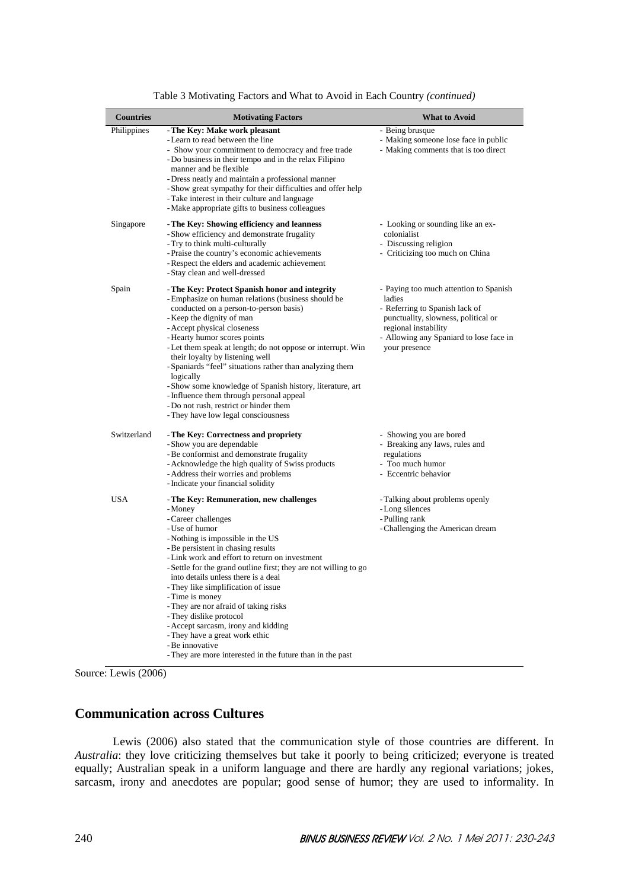Table 3 Motivating Factors and What to Avoid in Each Country *(continued)*

| Countries | Motivating Factors | What to Avoid |
|---|---|---|
| Philippines | - **The Key: Make work pleasant**<br>- Learn to read between the line<br>- Show your commitment to democracy and free trade<br>- Do business in their tempo and in the relax Filipino manner and be flexible<br>- Dress neatly and maintain a professional manner<br>- Show great sympathy for their difficulties and offer help<br>- Take interest in their culture and language<br>- Make appropriate gifts to business colleagues | - Being brusque<br>- Making someone lose face in public<br>- Making comments that is too direct |
| Singapore | - **The Key: Showing efficiency and leanness**<br>- Show efficiency and demonstrate frugality<br>- Try to think multi-culturally<br>- Praise the country's economic achievements<br>- Respect the elders and academic achievement<br>- Stay clean and well-dressed | - Looking or sounding like an ex-colonialist<br>- Discussing religion<br>- Criticizing too much on China |
| Spain | - **The Key: Protect Spanish honor and integrity**<br>- Emphasize on human relations (business should be conducted on a person-to-person basis)<br>- Keep the dignity of man<br>- Accept physical closeness<br>- Hearty humor scores points<br>- Let them speak at length; do not oppose or interrupt. Win their loyalty by listening well<br>- Spaniards "feel" situations rather than analyzing them logically<br>- Show some knowledge of Spanish history, literature, art<br>- Influence them through personal appeal<br>- Do not rush, restrict or hinder them<br>- They have low legal consciousness | - Paying too much attention to Spanish ladies<br>- Referring to Spanish lack of punctuality, slowness, political or regional instability<br>- Allowing any Spaniard to lose face in your presence |
| Switzerland | - **The Key: Correctness and propriety**<br>- Show you are dependable<br>- Be conformist and demonstrate frugality<br>- Acknowledge the high quality of Swiss products<br>- Address their worries and problems<br>- Indicate your financial solidity | - Showing you are bored<br>- Breaking any laws, rules and regulations<br>- Too much humor<br>- Eccentric behavior |
| USA | - **The Key: Remuneration, new challenges**<br>- Money<br>- Career challenges<br>- Use of humor<br>- Nothing is impossible in the US<br>- Be persistent in chasing results<br>- Link work and effort to return on investment<br>- Settle for the grand outline first; they are not willing to go into details unless there is a deal<br>- They like simplification of issue<br>- Time is money<br>- They are nor afraid of taking risks<br>- They dislike protocol<br>- Accept sarcasm, irony and kidding<br>- They have a great work ethic<br>- Be innovative<br>- They are more interested in the future than in the past | - Talking about problems openly<br>- Long silences<br>- Pulling rank<br>- Challenging the American dream |

Source: Lewis (2006)

## Communication across Cultures

Lewis (2006) also stated that the communication style of those countries are different. In *Australia*: they love criticizing themselves but take it poorly to being criticized; everyone is treated equally; Australian speak in a uniform language and there are hardly any regional variations; jokes, sarcasm, irony and anecdotes are popular; good sense of humor; they are used to informality. In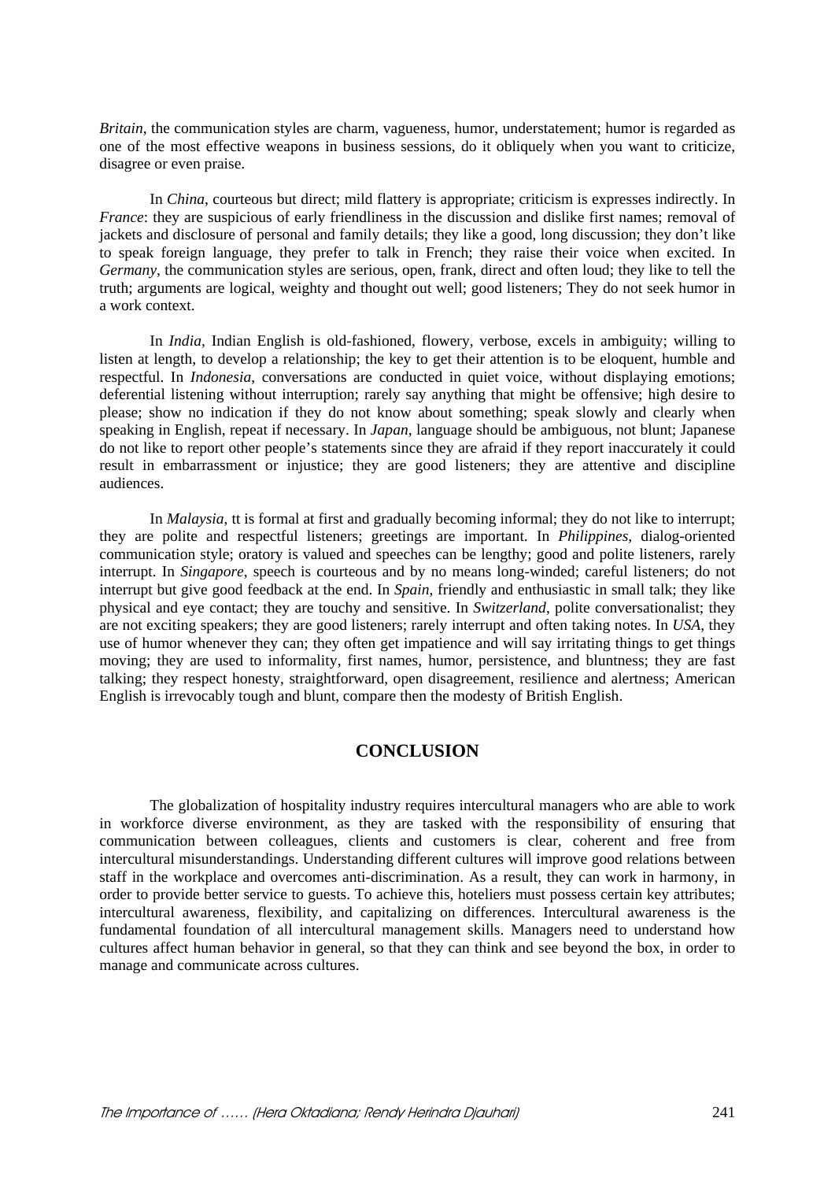*Britain*, the communication styles are charm, vagueness, humor, understatement; humor is regarded as one of the most effective weapons in business sessions, do it obliquely when you want to criticize, disagree or even praise.

In *China*, courteous but direct; mild flattery is appropriate; criticism is expresses indirectly. In *France*: they are suspicious of early friendliness in the discussion and dislike first names; removal of jackets and disclosure of personal and family details; they like a good, long discussion; they don't like to speak foreign language, they prefer to talk in French; they raise their voice when excited. In *Germany*, the communication styles are serious, open, frank, direct and often loud; they like to tell the truth; arguments are logical, weighty and thought out well; good listeners; They do not seek humor in a work context.

In *India*, Indian English is old-fashioned, flowery, verbose, excels in ambiguity; willing to listen at length, to develop a relationship; the key to get their attention is to be eloquent, humble and respectful. In *Indonesia*, conversations are conducted in quiet voice, without displaying emotions; deferential listening without interruption; rarely say anything that might be offensive; high desire to please; show no indication if they do not know about something; speak slowly and clearly when speaking in English, repeat if necessary. In *Japan*, language should be ambiguous, not blunt; Japanese do not like to report other people's statements since they are afraid if they report inaccurately it could result in embarrassment or injustice; they are good listeners; they are attentive and discipline audiences.

In *Malaysia*, tt is formal at first and gradually becoming informal; they do not like to interrupt; they are polite and respectful listeners; greetings are important. In *Philippines*, dialog-oriented communication style; oratory is valued and speeches can be lengthy; good and polite listeners, rarely interrupt. In *Singapore*, speech is courteous and by no means long-winded; careful listeners; do not interrupt but give good feedback at the end. In *Spain*, friendly and enthusiastic in small talk; they like physical and eye contact; they are touchy and sensitive. In *Switzerland*, polite conversationalist; they are not exciting speakers; they are good listeners; rarely interrupt and often taking notes. In *USA*, they use of humor whenever they can; they often get impatience and will say irritating things to get things moving; they are used to informality, first names, humor, persistence, and bluntness; they are fast talking; they respect honesty, straightforward, open disagreement, resilience and alertness; American English is irrevocably tough and blunt, compare then the modesty of British English.

## CONCLUSION

The globalization of hospitality industry requires intercultural managers who are able to work in workforce diverse environment, as they are tasked with the responsibility of ensuring that communication between colleagues, clients and customers is clear, coherent and free from intercultural misunderstandings. Understanding different cultures will improve good relations between staff in the workplace and overcomes anti-discrimination. As a result, they can work in harmony, in order to provide better service to guests. To achieve this, hoteliers must possess certain key attributes; intercultural awareness, flexibility, and capitalizing on differences. Intercultural awareness is the fundamental foundation of all intercultural management skills. Managers need to understand how cultures affect human behavior in general, so that they can think and see beyond the box, in order to manage and communicate across cultures.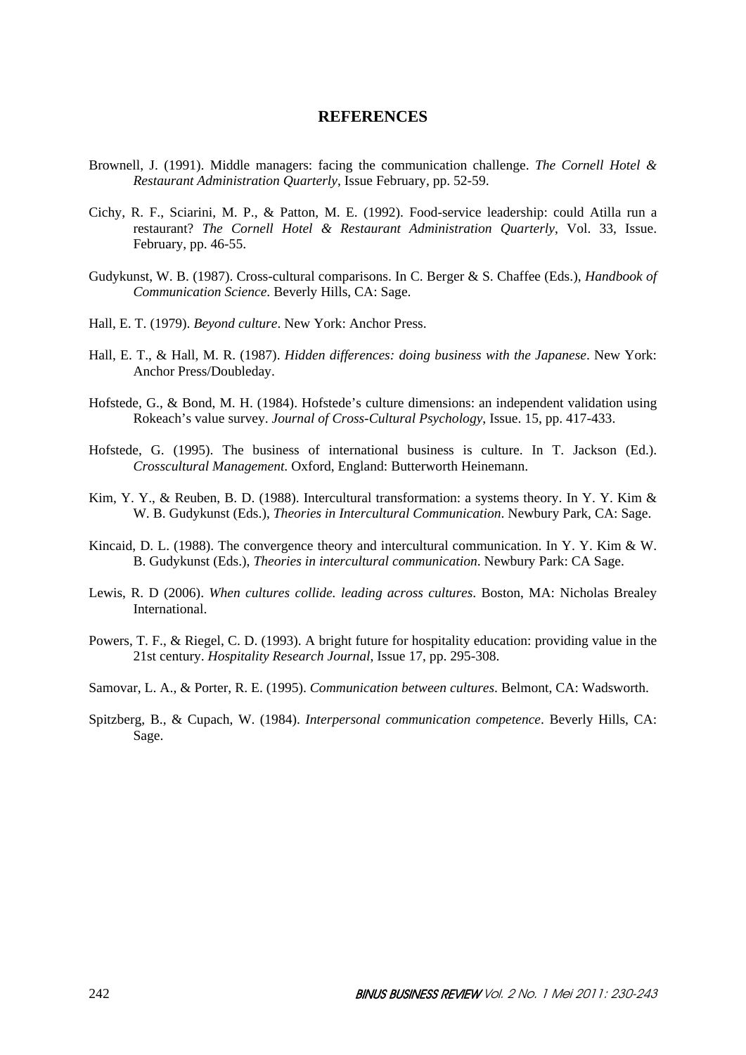## REFERENCES

Brownell, J. (1991). Middle managers: facing the communication challenge. *The Cornell Hotel & Restaurant Administration Quarterly*, Issue February, pp. 52-59.

Cichy, R. F., Sciarini, M. P., & Patton, M. E. (1992). Food-service leadership: could Atilla run a restaurant? *The Cornell Hotel & Restaurant Administration Quarterly*, Vol. 33, Issue. February, pp. 46-55.

Gudykunst, W. B. (1987). Cross-cultural comparisons. In C. Berger & S. Chaffee (Eds.), *Handbook of Communication Science*. Beverly Hills, CA: Sage.

Hall, E. T. (1979). *Beyond culture*. New York: Anchor Press.

Hall, E. T., & Hall, M. R. (1987). *Hidden differences: doing business with the Japanese*. New York: Anchor Press/Doubleday.

Hofstede, G., & Bond, M. H. (1984). Hofstede's culture dimensions: an independent validation using Rokeach's value survey. *Journal of Cross-Cultural Psychology*, Issue. 15, pp. 417-433.

Hofstede, G. (1995). The business of international business is culture. In T. Jackson (Ed.). *Crosscultural Management*. Oxford, England: Butterworth Heinemann.

Kim, Y. Y., & Reuben, B. D. (1988). Intercultural transformation: a systems theory. In Y. Y. Kim & W. B. Gudykunst (Eds.), *Theories in Intercultural Communication*. Newbury Park, CA: Sage.

Kincaid, D. L. (1988). The convergence theory and intercultural communication. In Y. Y. Kim & W. B. Gudykunst (Eds.), *Theories in intercultural communication*. Newbury Park: CA Sage.

Lewis, R. D (2006). *When cultures collide. leading across cultures*. Boston, MA: Nicholas Brealey International.

Powers, T. F., & Riegel, C. D. (1993). A bright future for hospitality education: providing value in the 21st century. *Hospitality Research Journal*, Issue 17, pp. 295-308.

Samovar, L. A., & Porter, R. E. (1995). *Communication between cultures*. Belmont, CA: Wadsworth.

Spitzberg, B., & Cupach, W. (1984). *Interpersonal communication competence*. Beverly Hills, CA: Sage.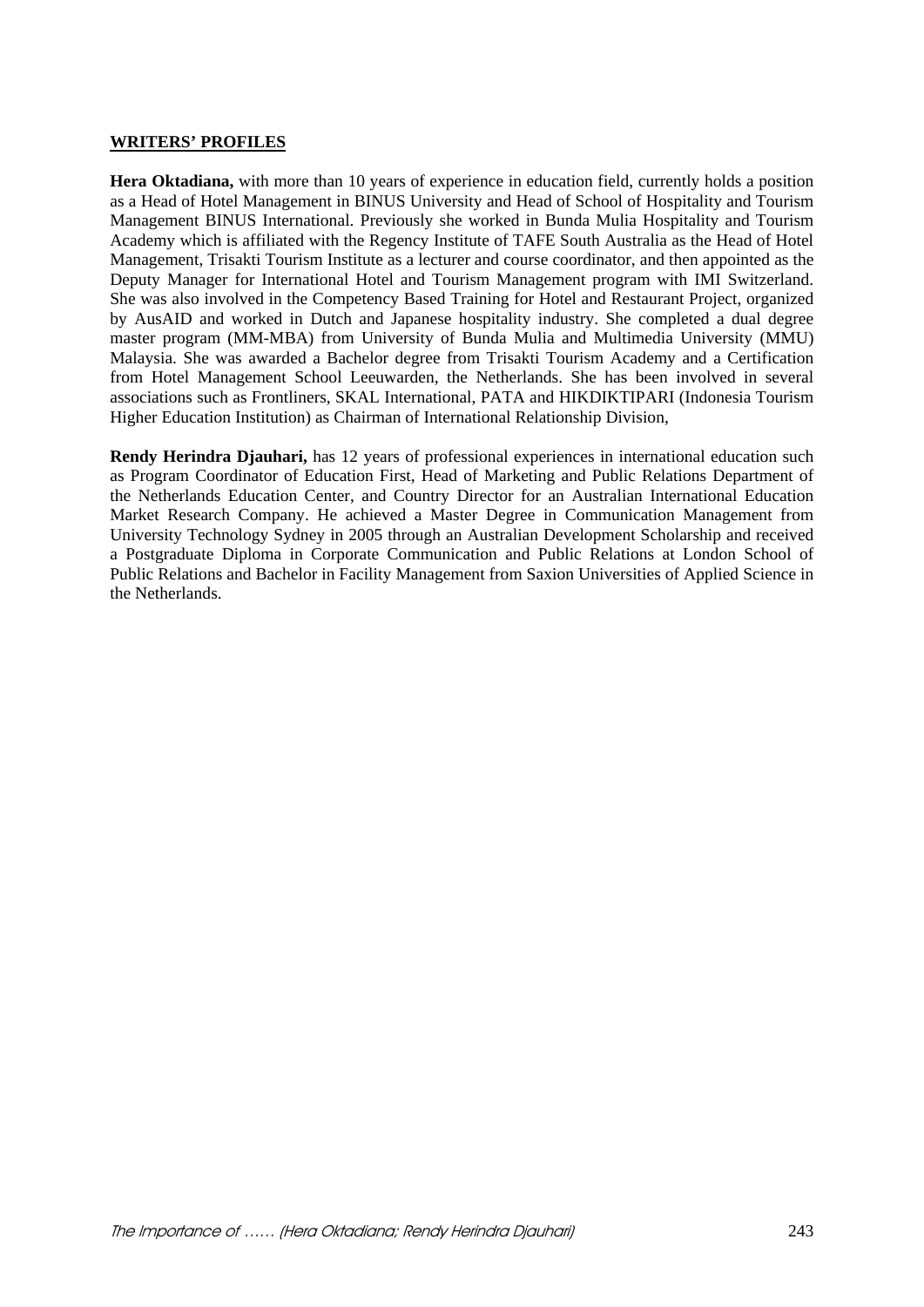## WRITERS' PROFILES

**Hera Oktadiana,** with more than 10 years of experience in education field, currently holds a position as a Head of Hotel Management in BINUS University and Head of School of Hospitality and Tourism Management BINUS International. Previously she worked in Bunda Mulia Hospitality and Tourism Academy which is affiliated with the Regency Institute of TAFE South Australia as the Head of Hotel Management, Trisakti Tourism Institute as a lecturer and course coordinator, and then appointed as the Deputy Manager for International Hotel and Tourism Management program with IMI Switzerland. She was also involved in the Competency Based Training for Hotel and Restaurant Project, organized by AusAID and worked in Dutch and Japanese hospitality industry. She completed a dual degree master program (MM-MBA) from University of Bunda Mulia and Multimedia University (MMU) Malaysia. She was awarded a Bachelor degree from Trisakti Tourism Academy and a Certification from Hotel Management School Leeuwarden, the Netherlands. She has been involved in several associations such as Frontliners, SKAL International, PATA and HIKDIKTIPARI (Indonesia Tourism Higher Education Institution) as Chairman of International Relationship Division,

**Rendy Herindra Djauhari,** has 12 years of professional experiences in international education such as Program Coordinator of Education First, Head of Marketing and Public Relations Department of the Netherlands Education Center, and Country Director for an Australian International Education Market Research Company. He achieved a Master Degree in Communication Management from University Technology Sydney in 2005 through an Australian Development Scholarship and received a Postgraduate Diploma in Corporate Communication and Public Relations at London School of Public Relations and Bachelor in Facility Management from Saxion Universities of Applied Science in the Netherlands.